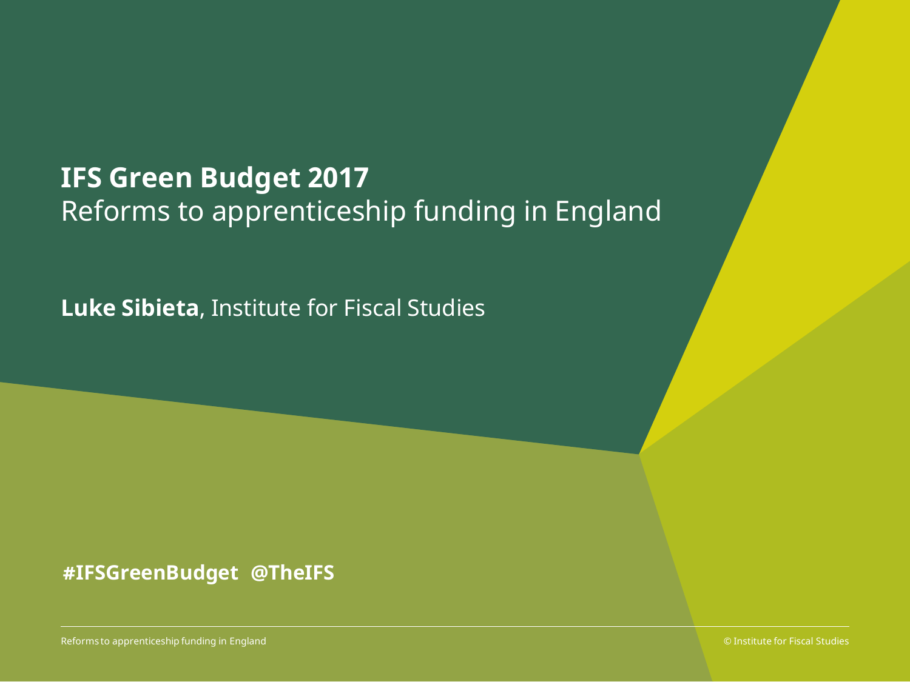# IFS Green Budget 2017

## Reforms to apprenticeship funding in England

**Luke Sibieta**, Institute for Fiscal Studies

**#IFSGreenBudget @TheIFS**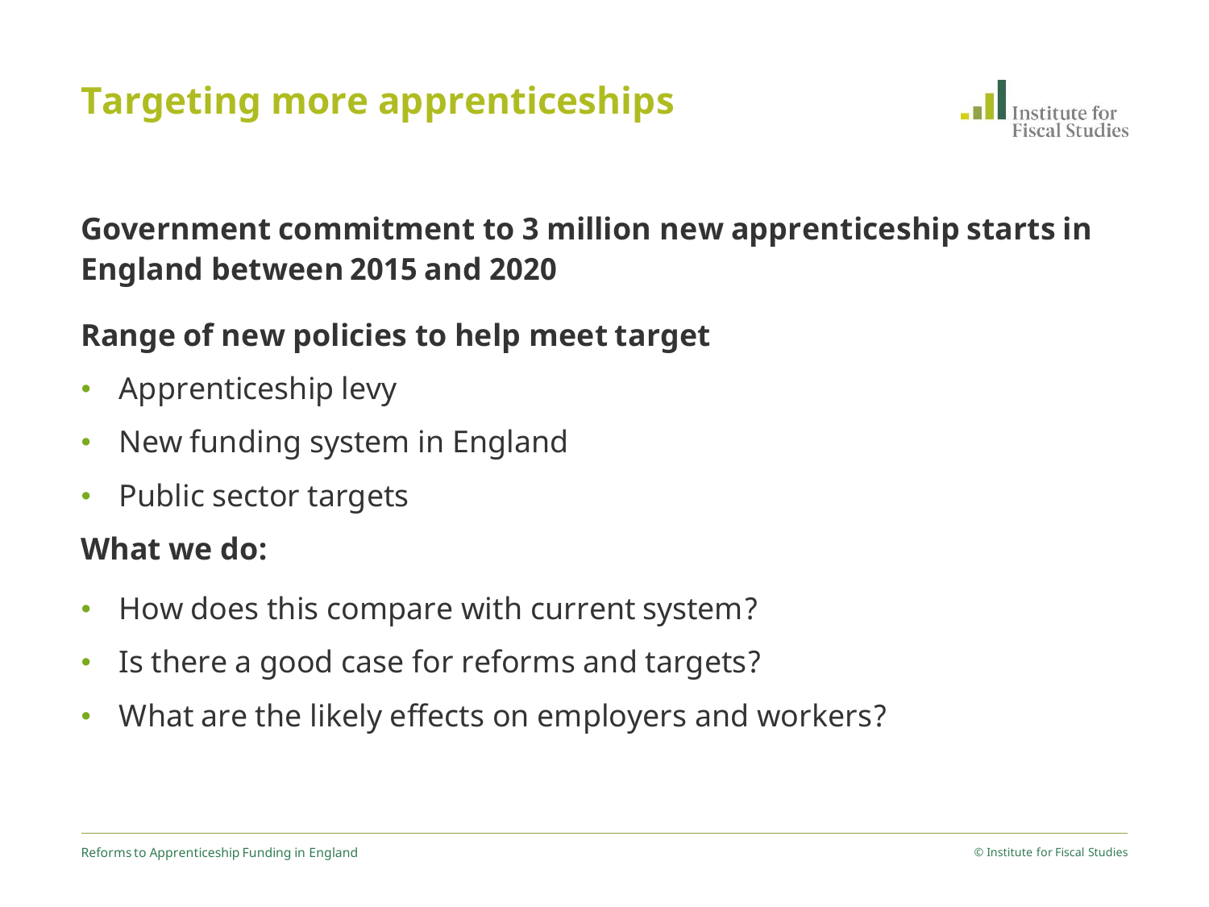# Targeting more apprenticeships

**Government commitment to 3 million new apprenticeship starts in England between 2015 and 2020**

**Range of new policies to help meet target**

- Apprenticeship levy
- New funding system in England
- Public sector targets

**What we do:**

- How does this compare with current system?
- Is there a good case for reforms and targets?
- What are the likely effects on employers and workers?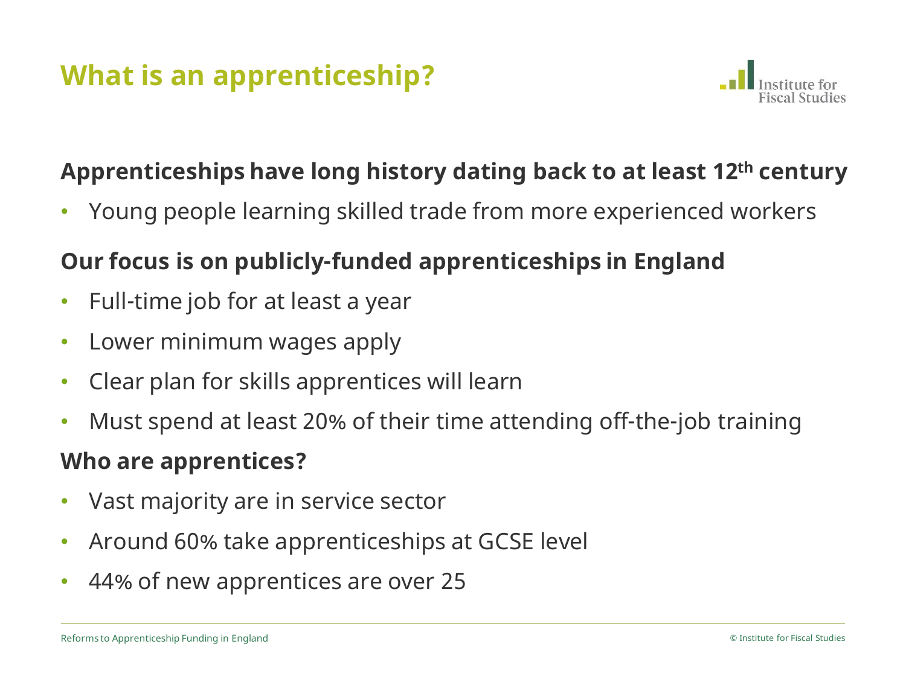# What is an apprenticeship?

**Apprenticeships have long history dating back to at least 12th century**

- Young people learning skilled trade from more experienced workers

**Our focus is on publicly-funded apprenticeships in England**

- Full-time job for at least a year
- Lower minimum wages apply
- Clear plan for skills apprentices will learn
- Must spend at least 20% of their time attending off-the-job training

**Who are apprentices?**

- Vast majority are in service sector
- Around 60% take apprenticeships at GCSE level
- 44% of new apprentices are over 25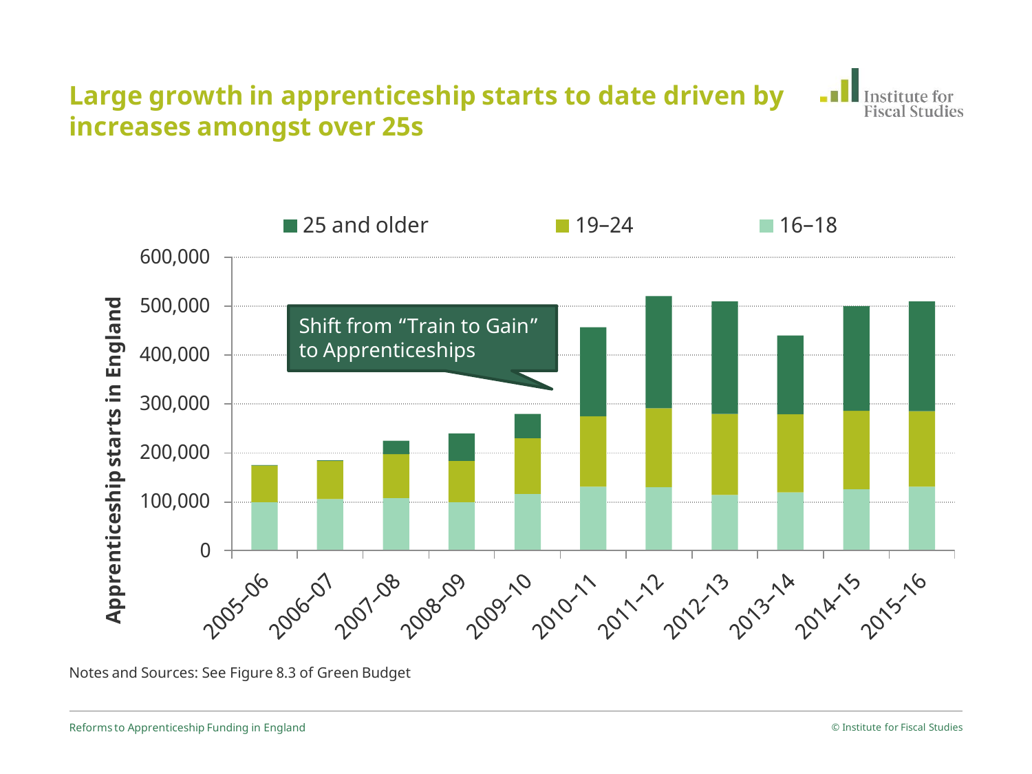# Large growth in apprenticeship starts to date driven by increases amongst over 25s

25 and older | 19–24 | 16–18

Apprenticeship starts in England

Shift from "Train to Gain" to Apprenticeships

Notes and Sources: See Figure 8.3 of Green Budget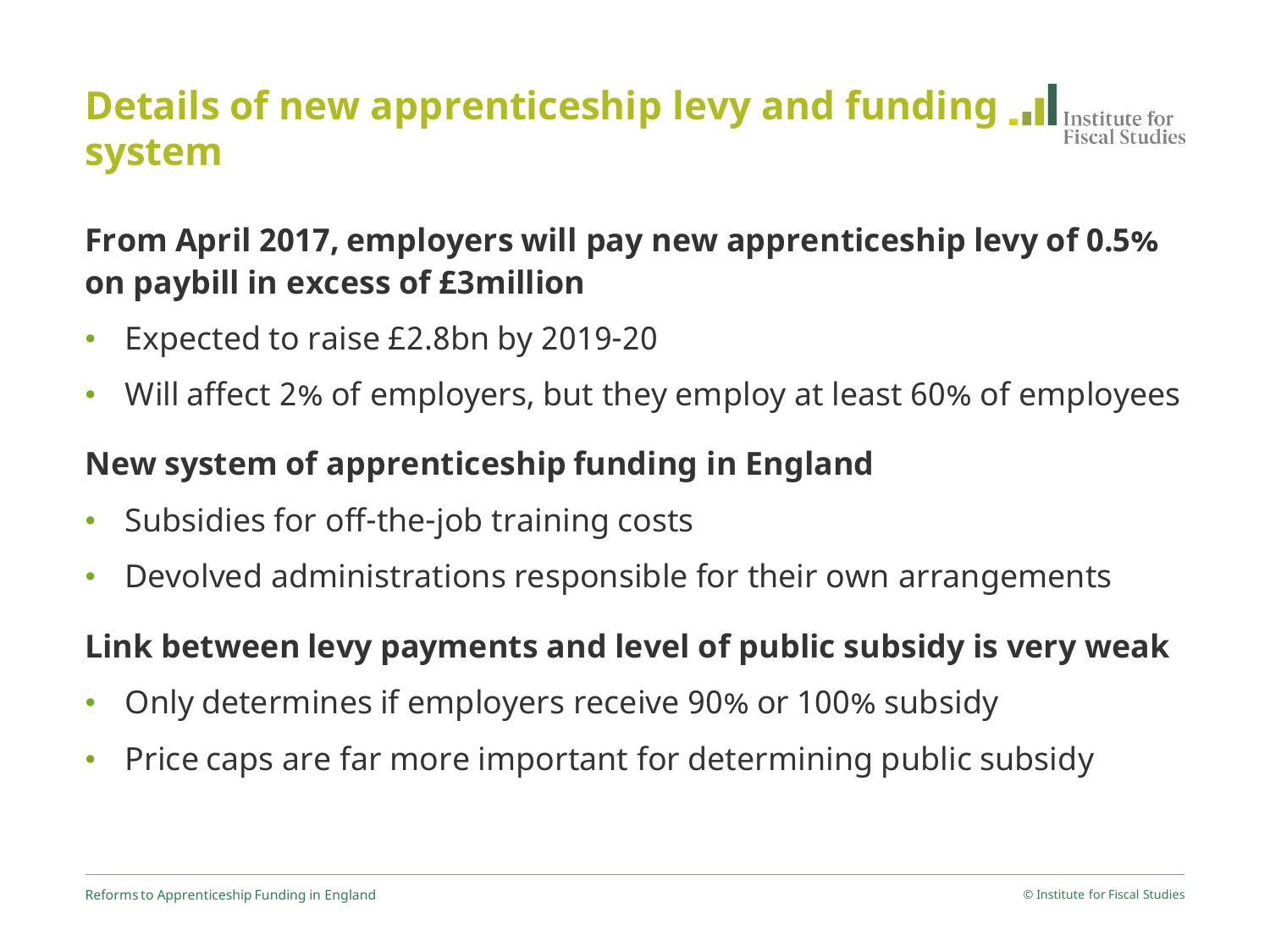# Details of new apprenticeship levy and funding system

**From April 2017, employers will pay new apprenticeship levy of 0.5% on paybill in excess of £3million**

- Expected to raise £2.8bn by 2019-20
- Will affect 2% of employers, but they employ at least 60% of employees

**New system of apprenticeship funding in England**

- Subsidies for off-the-job training costs
- Devolved administrations responsible for their own arrangements

**Link between levy payments and level of public subsidy is very weak**

- Only determines if employers receive 90% or 100% subsidy
- Price caps are far more important for determining public subsidy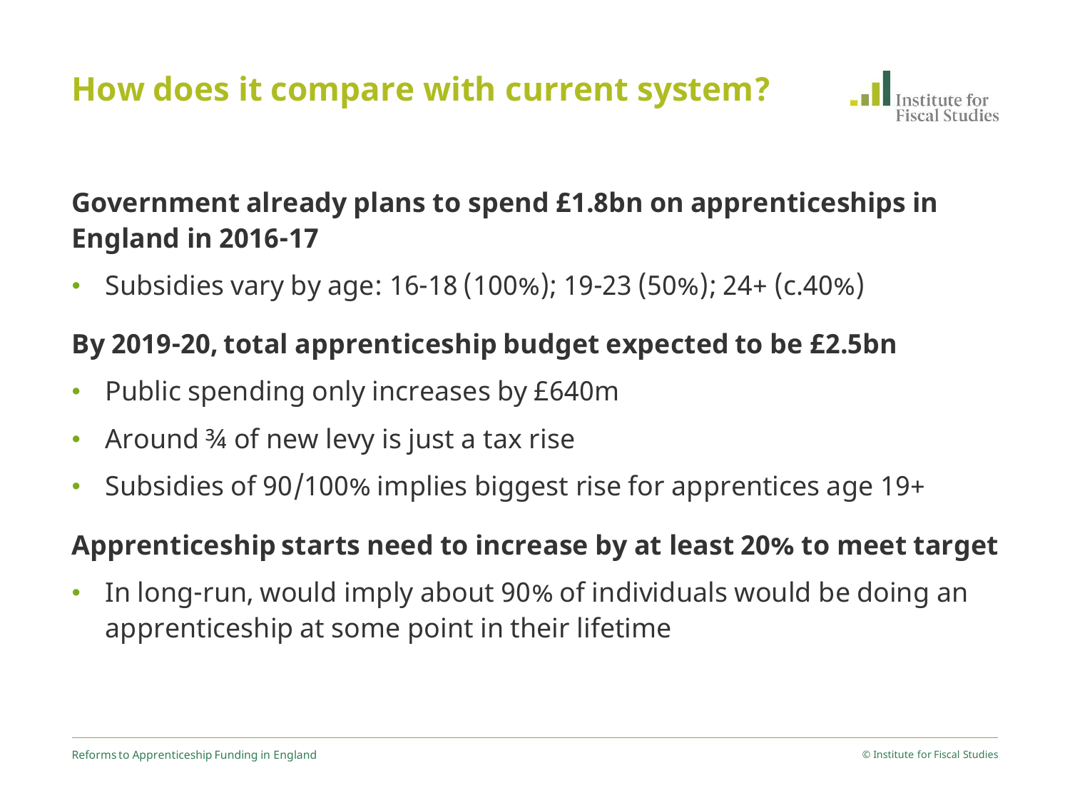# How does it compare with current system?

**Government already plans to spend £1.8bn on apprenticeships in England in 2016-17**

- Subsidies vary by age: 16-18 (100%); 19-23 (50%); 24+ (c.40%)

**By 2019-20, total apprenticeship budget expected to be £2.5bn**

- Public spending only increases by £640m
- Around ¾ of new levy is just a tax rise
- Subsidies of 90/100% implies biggest rise for apprentices age 19+

**Apprenticeship starts need to increase by at least 20% to meet target**

- In long-run, would imply about 90% of individuals would be doing an apprenticeship at some point in their lifetime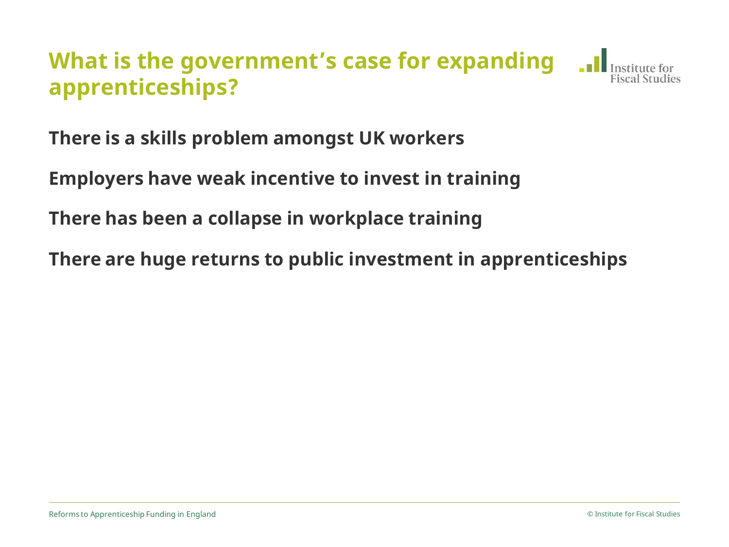# What is the government's case for expanding apprenticeships?

**There is a skills problem amongst UK workers**

**Employers have weak incentive to invest in training**

**There has been a collapse in workplace training**

**There are huge returns to public investment in apprenticeships**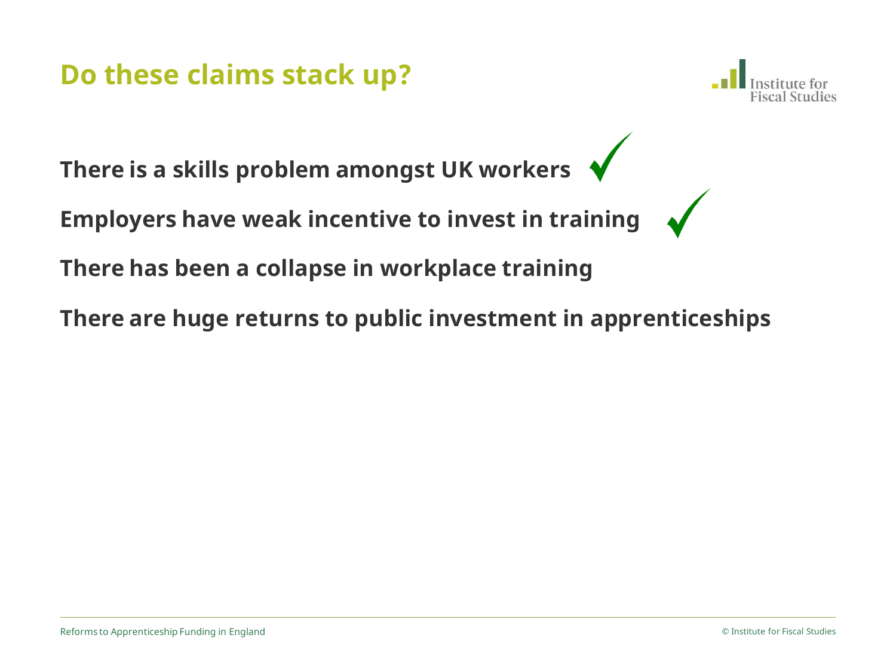# Do these claims stack up?

**There is a skills problem amongst UK workers** ✓

**Employers have weak incentive to invest in training** ✓

**There has been a collapse in workplace training**

**There are huge returns to public investment in apprenticeships**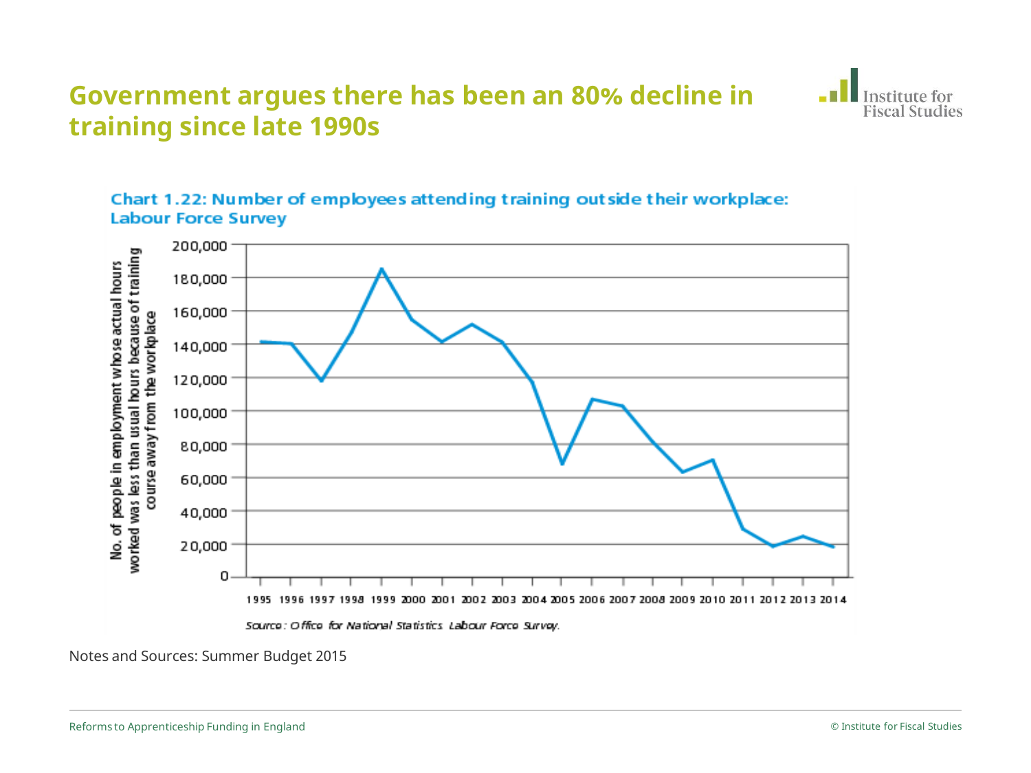# Government argues there has been an 80% decline in training since late 1990s

**Chart 1.22: Number of employees attending training outside their workplace: Labour Force Survey**

No. of people in employment whose actual hours worked was less than usual hours because of training course away from the workplace

200,000
180,000
160,000
140,000
120,000
100,000
80,000
60,000
40,000
20,000
0

1995 1996 1997 1998 1999 2000 2001 2002 2003 2004 2005 2006 2007 2008 2009 2010 2011 2012 2013 2014

*Source: Office for National Statistics Labour Force Survey.*

Notes and Sources: Summer Budget 2015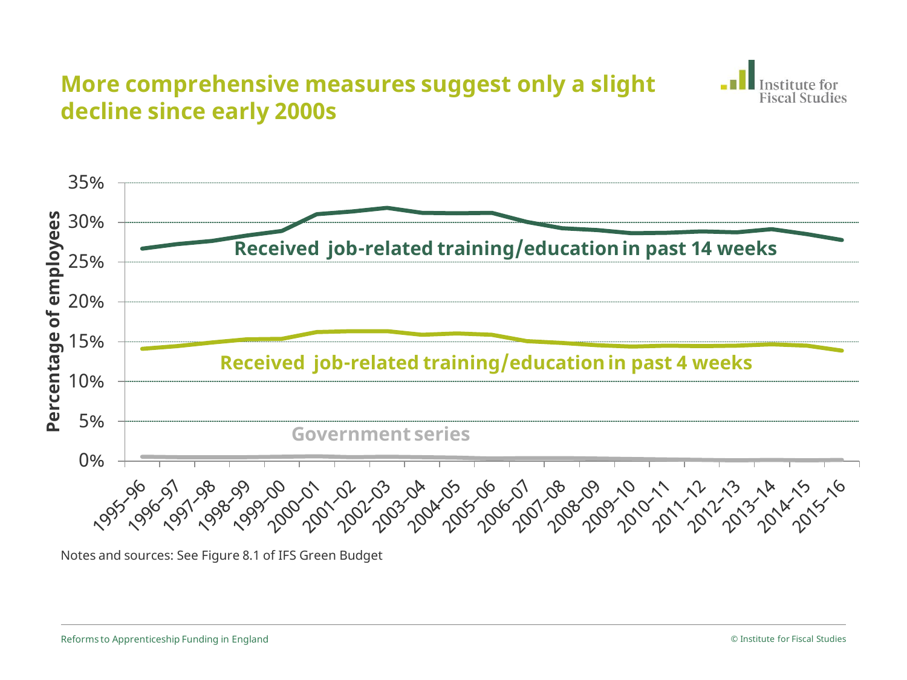## More comprehensive measures suggest only a slight decline since early 2000s

Percentage of employees

35%
30%
25%
20%
15%
10%
5%
0%

Received job-related training/education in past 14 weeks

Received job-related training/education in past 4 weeks

Government series

1995–96
1996–97
1997–98
1998–99
1999–00
2000–01
2001–02
2002–03
2003–04
2004–05
2005–06
2006–07
2007–08
2008–09
2009–10
2010–11
2011–12
2012–13
2013–14
2014–15
2015–16

Notes and sources: See Figure 8.1 of IFS Green Budget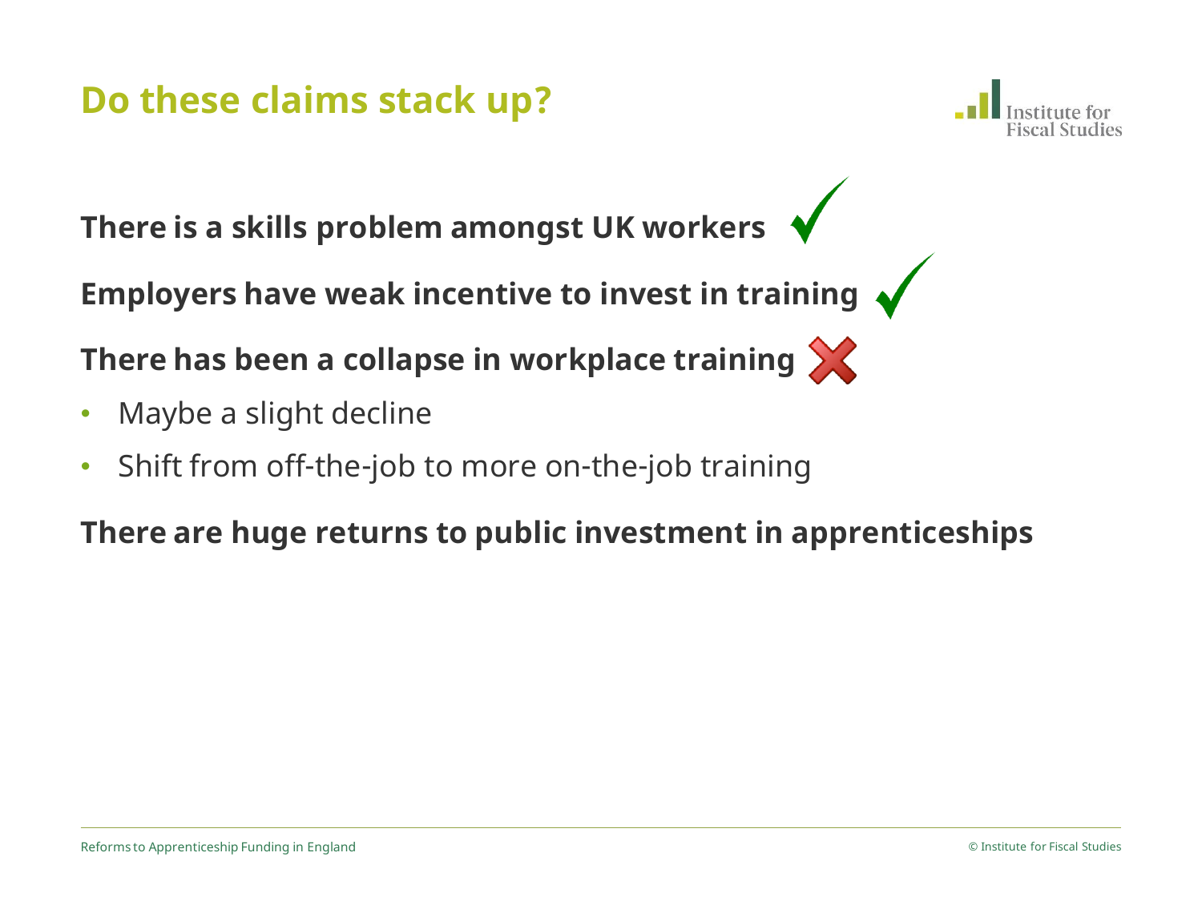# Do these claims stack up?

**There is a skills problem amongst UK workers** ✓

**Employers have weak incentive to invest in training** ✓

**There has been a collapse in workplace training** ✗

- Maybe a slight decline
- Shift from off-the-job to more on-the-job training

**There are huge returns to public investment in apprenticeships**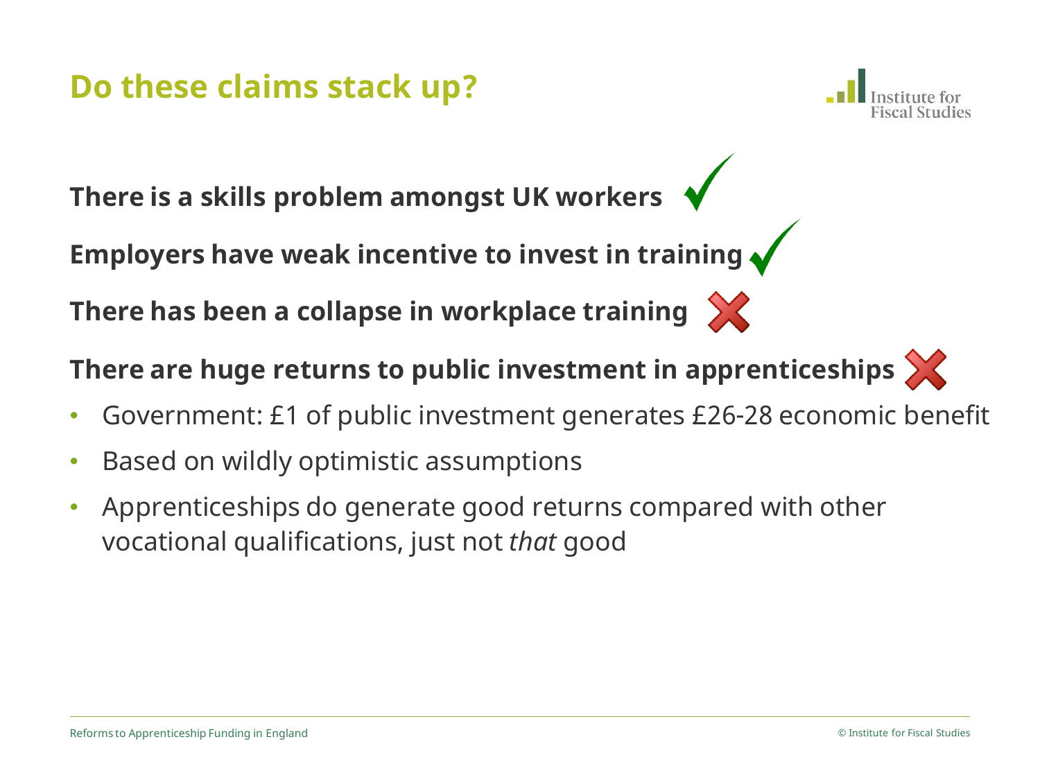# Do these claims stack up?

**There is a skills problem amongst UK workers** ✓

**Employers have weak incentive to invest in training** ✓

**There has been a collapse in workplace training** ✗

**There are huge returns to public investment in apprenticeships** ✗

- Government: £1 of public investment generates £26-28 economic benefit
- Based on wildly optimistic assumptions
- Apprenticeships do generate good returns compared with other vocational qualifications, just not *that* good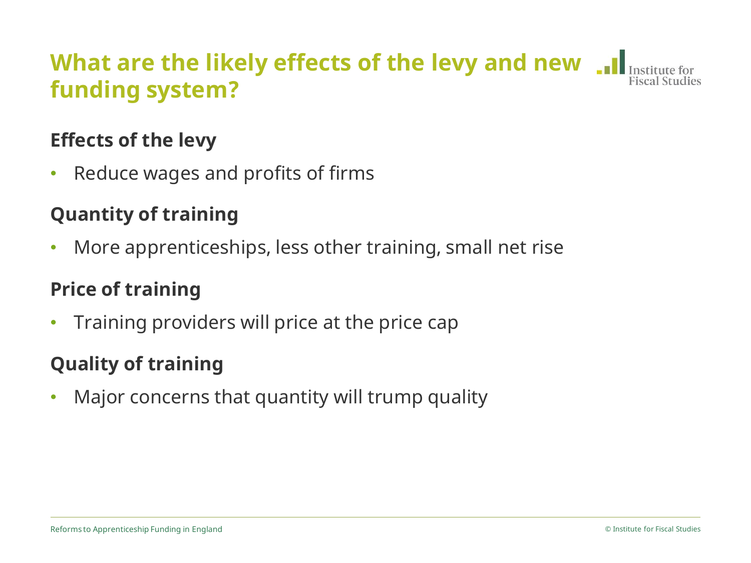# What are the likely effects of the levy and new funding system?

## Effects of the levy

- Reduce wages and profits of firms

## Quantity of training

- More apprenticeships, less other training, small net rise

## Price of training

- Training providers will price at the price cap

## Quality of training

- Major concerns that quantity will trump quality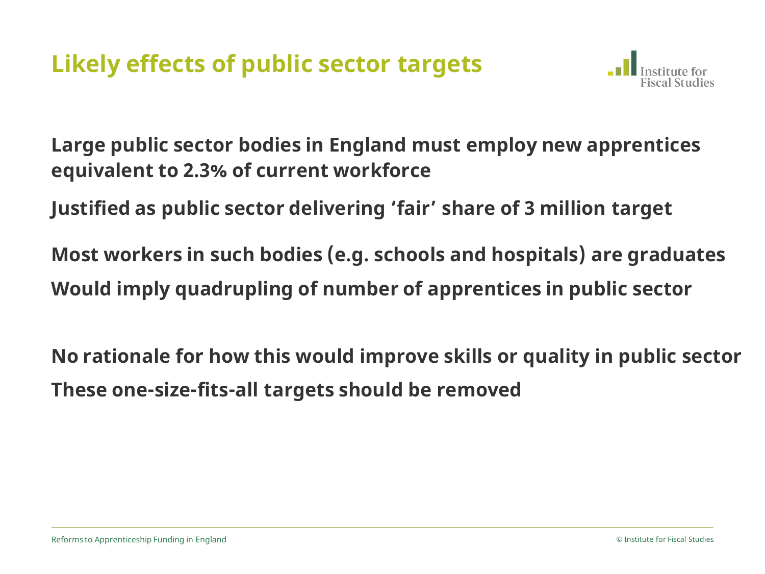# Likely effects of public sector targets

**Large public sector bodies in England must employ new apprentices equivalent to 2.3% of current workforce**

**Justified as public sector delivering ‘fair’ share of 3 million target**

**Most workers in such bodies (e.g. schools and hospitals) are graduates**

**Would imply quadrupling of number of apprentices in public sector**

**No rationale for how this would improve skills or quality in public sector**

**These one-size-fits-all targets should be removed**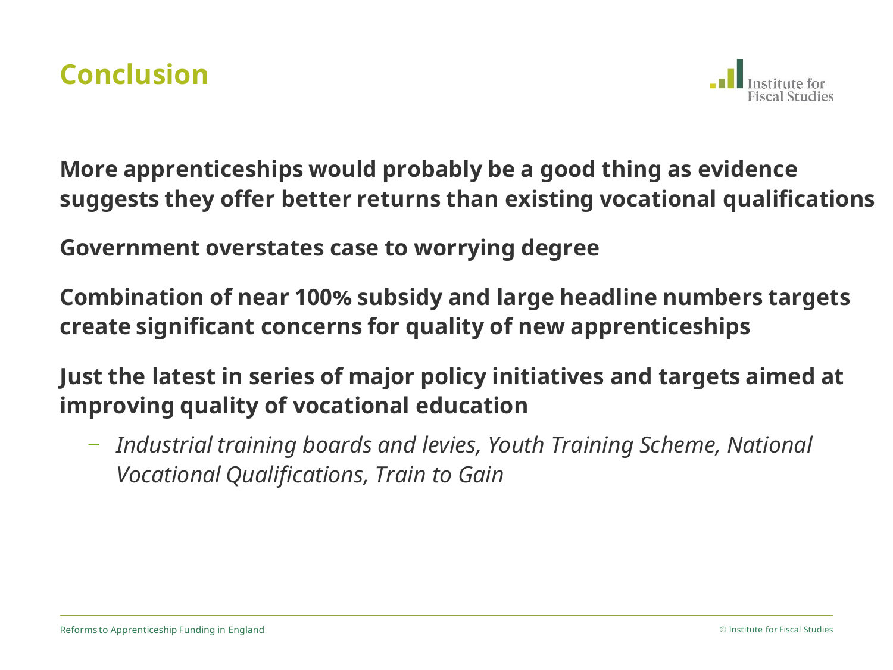# Conclusion

**More apprenticeships would probably be a good thing as evidence suggests they offer better returns than existing vocational qualifications**

**Government overstates case to worrying degree**

**Combination of near 100% subsidy and large headline numbers targets create significant concerns for quality of new apprenticeships**

**Just the latest in series of major policy initiatives and targets aimed at improving quality of vocational education**

- *Industrial training boards and levies, Youth Training Scheme, National Vocational Qualifications, Train to Gain*